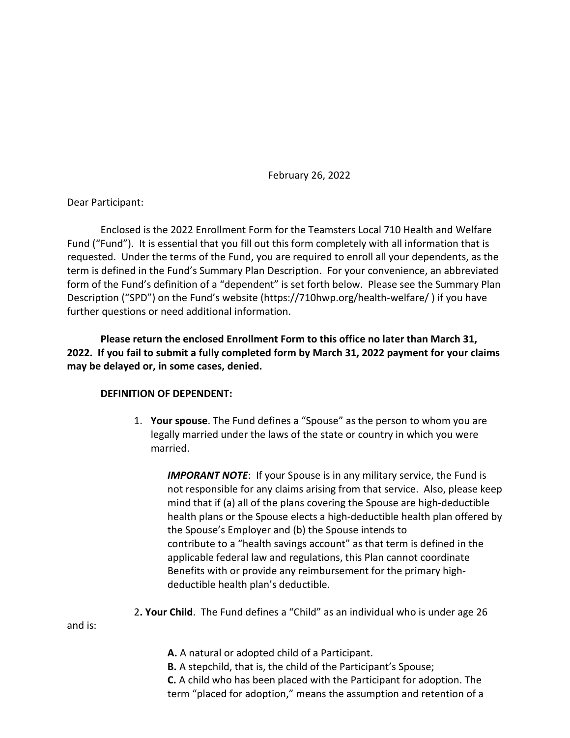February 26, 2022

Dear Participant:

Enclosed is the 2022 Enrollment Form for the Teamsters Local 710 Health and Welfare Fund ("Fund"). It is essential that you fill out this form completely with all information that is requested. Under the terms of the Fund, you are required to enroll all your dependents, as the term is defined in the Fund's Summary Plan Description. For your convenience, an abbreviated form of the Fund's definition of a "dependent" is set forth below. Please see the Summary Plan Description ("SPD") on the Fund's website (https://710hwp.org/health-welfare/ ) if you have further questions or need additional information.

**Please return the enclosed Enrollment Form to this office no later than March 31, 2022. If you fail to submit a fully completed form by March 31, 2022 payment for your claims may be delayed or, in some cases, denied.**

**DEFINITION OF DEPENDENT:**

1. **Your spouse**. The Fund defines a "Spouse" as the person to whom you are legally married under the laws of the state or country in which you were married.

   ***IMPORANT NOTE***: If your Spouse is in any military service, the Fund is not responsible for any claims arising from that service. Also, please keep mind that if (a) all of the plans covering the Spouse are high-deductible health plans or the Spouse elects a high-deductible health plan offered by the Spouse's Employer and (b) the Spouse intends to contribute to a "health savings account" as that term is defined in the applicable federal law and regulations, this Plan cannot coordinate Benefits with or provide any reimbursement for the primary high-deductible health plan's deductible.

2. **Your Child**. The Fund defines a "Child" as an individual who is under age 26 and is:

   **A.** A natural or adopted child of a Participant.
   **B.** A stepchild, that is, the child of the Participant's Spouse;
   **C.** A child who has been placed with the Participant for adoption. The term "placed for adoption," means the assumption and retention of a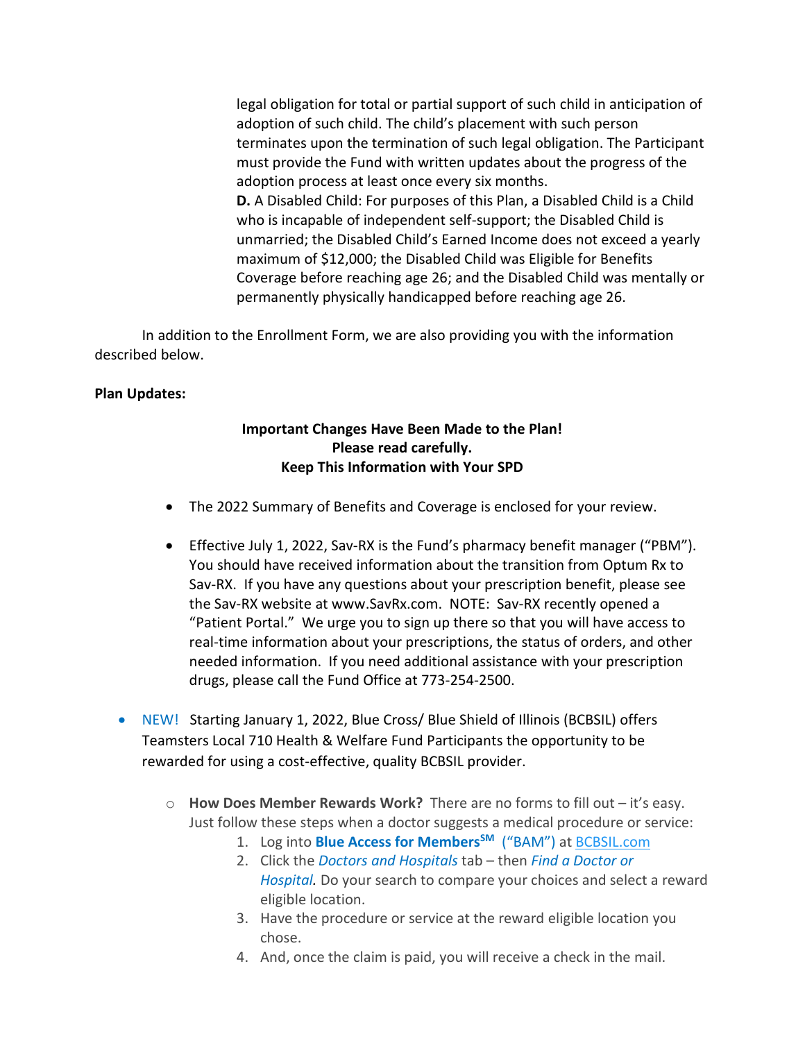legal obligation for total or partial support of such child in anticipation of adoption of such child. The child's placement with such person terminates upon the termination of such legal obligation. The Participant must provide the Fund with written updates about the progress of the adoption process at least once every six months.

**D.** A Disabled Child: For purposes of this Plan, a Disabled Child is a Child who is incapable of independent self-support; the Disabled Child is unmarried; the Disabled Child's Earned Income does not exceed a yearly maximum of $12,000; the Disabled Child was Eligible for Benefits Coverage before reaching age 26; and the Disabled Child was mentally or permanently physically handicapped before reaching age 26.

In addition to the Enrollment Form, we are also providing you with the information described below.

**Plan Updates:**

**Important Changes Have Been Made to the Plan!**
**Please read carefully.**
**Keep This Information with Your SPD**

- The 2022 Summary of Benefits and Coverage is enclosed for your review.

- Effective July 1, 2022, Sav-RX is the Fund's pharmacy benefit manager ("PBM"). You should have received information about the transition from Optum Rx to Sav-RX. If you have any questions about your prescription benefit, please see the Sav-RX website at www.SavRx.com. NOTE: Sav-RX recently opened a "Patient Portal." We urge you to sign up there so that you will have access to real-time information about your prescriptions, the status of orders, and other needed information. If you need additional assistance with your prescription drugs, please call the Fund Office at 773-254-2500.

- NEW! Starting January 1, 2022, Blue Cross/ Blue Shield of Illinois (BCBSIL) offers Teamsters Local 710 Health & Welfare Fund Participants the opportunity to be rewarded for using a cost-effective, quality BCBSIL provider.

  - **How Does Member Rewards Work?** There are no forms to fill out – it's easy. Just follow these steps when a doctor suggests a medical procedure or service:
    1. Log into **Blue Access for Members**^SM ("BAM") at BCBSIL.com
    2. Click the *Doctors and Hospitals* tab – then *Find a Doctor or Hospital.* Do your search to compare your choices and select a reward eligible location.
    3. Have the procedure or service at the reward eligible location you chose.
    4. And, once the claim is paid, you will receive a check in the mail.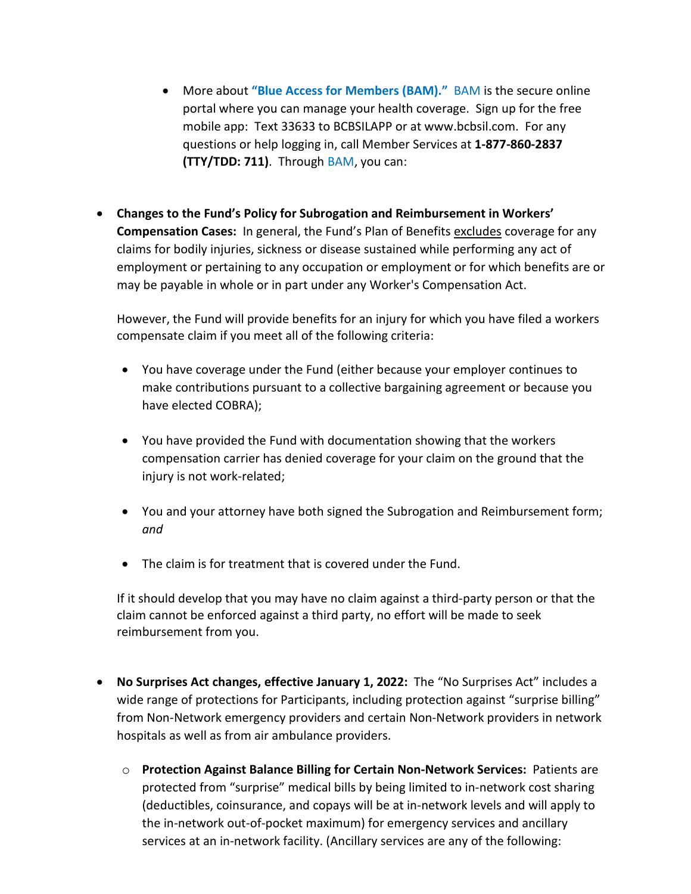- More about **"Blue Access for Members (BAM)."** BAM is the secure online portal where you can manage your health coverage. Sign up for the free mobile app: Text 33633 to BCBSILAPP or at www.bcbsil.com. For any questions or help logging in, call Member Services at **1-877-860-2837 (TTY/TDD: 711)**. Through BAM, you can:

- **Changes to the Fund's Policy for Subrogation and Reimbursement in Workers' Compensation Cases:** In general, the Fund's Plan of Benefits excludes coverage for any claims for bodily injuries, sickness or disease sustained while performing any act of employment or pertaining to any occupation or employment or for which benefits are or may be payable in whole or in part under any Worker's Compensation Act.

  However, the Fund will provide benefits for an injury for which you have filed a workers compensate claim if you meet all of the following criteria:

  - You have coverage under the Fund (either because your employer continues to make contributions pursuant to a collective bargaining agreement or because you have elected COBRA);
  - You have provided the Fund with documentation showing that the workers compensation carrier has denied coverage for your claim on the ground that the injury is not work-related;
  - You and your attorney have both signed the Subrogation and Reimbursement form; *and*
  - The claim is for treatment that is covered under the Fund.

  If it should develop that you may have no claim against a third-party person or that the claim cannot be enforced against a third party, no effort will be made to seek reimbursement from you.

- **No Surprises Act changes, effective January 1, 2022:** The "No Surprises Act" includes a wide range of protections for Participants, including protection against "surprise billing" from Non-Network emergency providers and certain Non-Network providers in network hospitals as well as from air ambulance providers.
  - **Protection Against Balance Billing for Certain Non-Network Services:** Patients are protected from "surprise" medical bills by being limited to in-network cost sharing (deductibles, coinsurance, and copays will be at in-network levels and will apply to the in-network out-of-pocket maximum) for emergency services and ancillary services at an in-network facility. (Ancillary services are any of the following: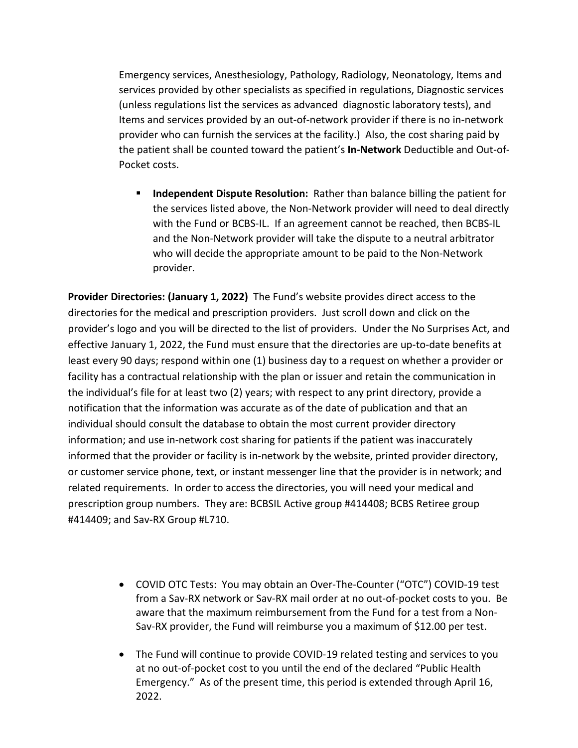Emergency services, Anesthesiology, Pathology, Radiology, Neonatology, Items and services provided by other specialists as specified in regulations, Diagnostic services (unless regulations list the services as advanced diagnostic laboratory tests), and Items and services provided by an out-of-network provider if there is no in-network provider who can furnish the services at the facility.) Also, the cost sharing paid by the patient shall be counted toward the patient's **In-Network** Deductible and Out-of-Pocket costs.

- **Independent Dispute Resolution:** Rather than balance billing the patient for the services listed above, the Non-Network provider will need to deal directly with the Fund or BCBS-IL. If an agreement cannot be reached, then BCBS-IL and the Non-Network provider will take the dispute to a neutral arbitrator who will decide the appropriate amount to be paid to the Non-Network provider.

**Provider Directories: (January 1, 2022)** The Fund's website provides direct access to the directories for the medical and prescription providers. Just scroll down and click on the provider's logo and you will be directed to the list of providers. Under the No Surprises Act, and effective January 1, 2022, the Fund must ensure that the directories are up-to-date benefits at least every 90 days; respond within one (1) business day to a request on whether a provider or facility has a contractual relationship with the plan or issuer and retain the communication in the individual's file for at least two (2) years; with respect to any print directory, provide a notification that the information was accurate as of the date of publication and that an individual should consult the database to obtain the most current provider directory information; and use in-network cost sharing for patients if the patient was inaccurately informed that the provider or facility is in-network by the website, printed provider directory, or customer service phone, text, or instant messenger line that the provider is in network; and related requirements. In order to access the directories, you will need your medical and prescription group numbers. They are: BCBSIL Active group #414408; BCBS Retiree group #414409; and Sav-RX Group #L710.

- COVID OTC Tests: You may obtain an Over-The-Counter ("OTC") COVID-19 test from a Sav-RX network or Sav-RX mail order at no out-of-pocket costs to you. Be aware that the maximum reimbursement from the Fund for a test from a Non-Sav-RX provider, the Fund will reimburse you a maximum of $12.00 per test.

- The Fund will continue to provide COVID-19 related testing and services to you at no out-of-pocket cost to you until the end of the declared "Public Health Emergency." As of the present time, this period is extended through April 16, 2022.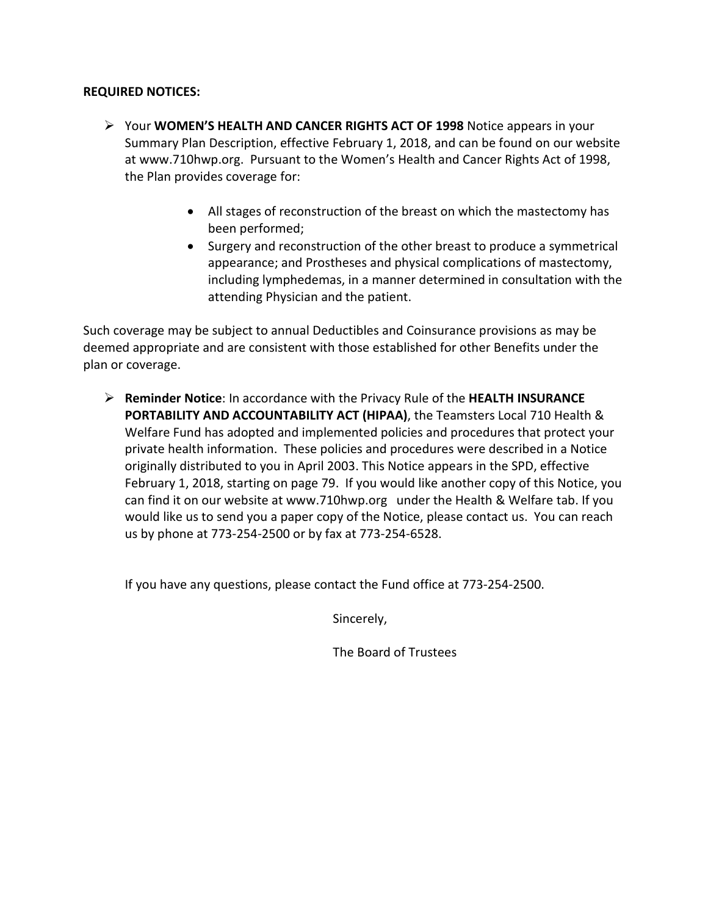**REQUIRED NOTICES:**

- Your **WOMEN'S HEALTH AND CANCER RIGHTS ACT OF 1998** Notice appears in your Summary Plan Description, effective February 1, 2018, and can be found on our website at www.710hwp.org. Pursuant to the Women's Health and Cancer Rights Act of 1998, the Plan provides coverage for:

  - All stages of reconstruction of the breast on which the mastectomy has been performed;
  - Surgery and reconstruction of the other breast to produce a symmetrical appearance; and Prostheses and physical complications of mastectomy, including lymphedemas, in a manner determined in consultation with the attending Physician and the patient.

Such coverage may be subject to annual Deductibles and Coinsurance provisions as may be deemed appropriate and are consistent with those established for other Benefits under the plan or coverage.

- **Reminder Notice**: In accordance with the Privacy Rule of the **HEALTH INSURANCE PORTABILITY AND ACCOUNTABILITY ACT (HIPAA)**, the Teamsters Local 710 Health & Welfare Fund has adopted and implemented policies and procedures that protect your private health information. These policies and procedures were described in a Notice originally distributed to you in April 2003. This Notice appears in the SPD, effective February 1, 2018, starting on page 79. If you would like another copy of this Notice, you can find it on our website at www.710hwp.org under the Health & Welfare tab. If you would like us to send you a paper copy of the Notice, please contact us. You can reach us by phone at 773-254-2500 or by fax at 773-254-6528.

If you have any questions, please contact the Fund office at 773-254-2500.

Sincerely,

The Board of Trustees